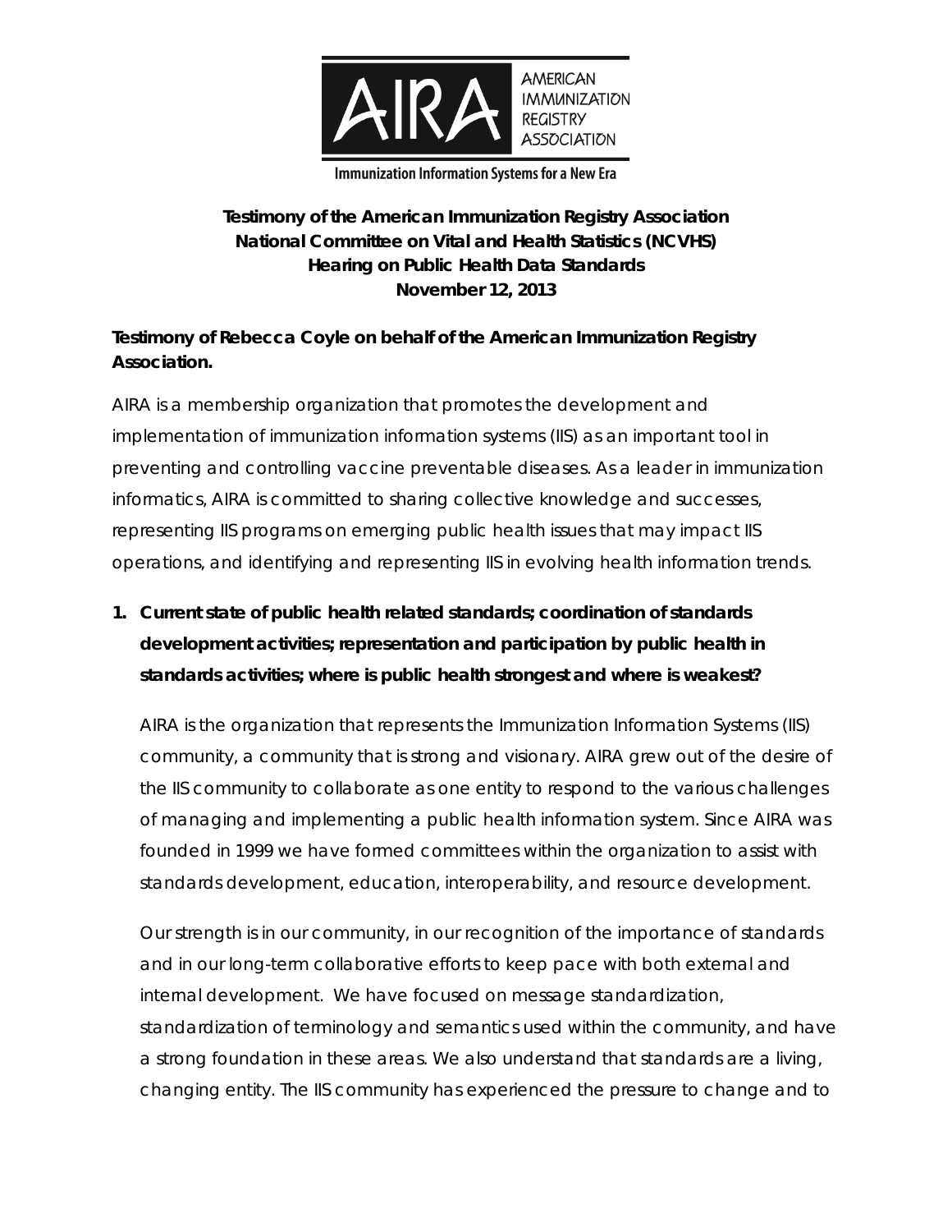AMERICAN IMMUNIZATION REGISTRY ASSOCIATION

Immunization Information Systems for a New Era

**Testimony of the American Immunization Registry Association**
**National Committee on Vital and Health Statistics (NCVHS)**
**Hearing on Public Health Data Standards**
**November 12, 2013**

**Testimony of Rebecca Coyle on behalf of the American Immunization Registry Association.**

AIRA is a membership organization that promotes the development and implementation of immunization information systems (IIS) as an important tool in preventing and controlling vaccine preventable diseases. As a leader in immunization informatics, AIRA is committed to sharing collective knowledge and successes, representing IIS programs on emerging public health issues that may impact IIS operations, and identifying and representing IIS in evolving health information trends.

1. **Current state of public health related standards; coordination of standards development activities; representation and participation by public health in standards activities; where is public health strongest and where is weakest?**

   AIRA is the organization that represents the Immunization Information Systems (IIS) community, a community that is strong and visionary. AIRA grew out of the desire of the IIS community to collaborate as one entity to respond to the various challenges of managing and implementing a public health information system. Since AIRA was founded in 1999 we have formed committees within the organization to assist with standards development, education, interoperability, and resource development.

   Our strength is in our community, in our recognition of the importance of standards and in our long-term collaborative efforts to keep pace with both external and internal development. We have focused on message standardization, standardization of terminology and semantics used within the community, and have a strong foundation in these areas. We also understand that standards are a living, changing entity. The IIS community has experienced the pressure to change and to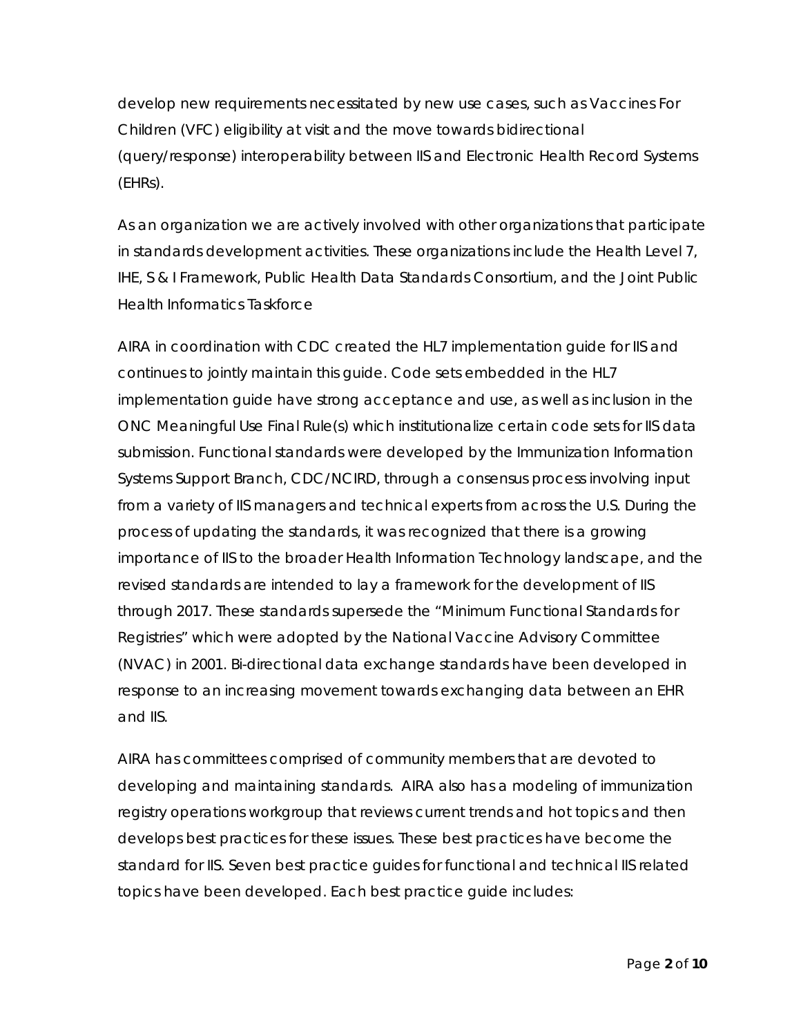develop new requirements necessitated by new use cases, such as Vaccines For Children (VFC) eligibility at visit and the move towards bidirectional (query/response) interoperability between IIS and Electronic Health Record Systems (EHRs).

As an organization we are actively involved with other organizations that participate in standards development activities. These organizations include the Health Level 7, IHE, S & I Framework, Public Health Data Standards Consortium, and the Joint Public Health Informatics Taskforce

AIRA in coordination with CDC created the HL7 implementation guide for IIS and continues to jointly maintain this guide. Code sets embedded in the HL7 implementation guide have strong acceptance and use, as well as inclusion in the ONC Meaningful Use Final Rule(s) which institutionalize certain code sets for IIS data submission. Functional standards were developed by the Immunization Information Systems Support Branch, CDC/NCIRD, through a consensus process involving input from a variety of IIS managers and technical experts from across the U.S. During the process of updating the standards, it was recognized that there is a growing importance of IIS to the broader Health Information Technology landscape, and the revised standards are intended to lay a framework for the development of IIS through 2017. These standards supersede the "Minimum Functional Standards for Registries" which were adopted by the National Vaccine Advisory Committee (NVAC) in 2001. Bi-directional data exchange standards have been developed in response to an increasing movement towards exchanging data between an EHR and IIS.

AIRA has committees comprised of community members that are devoted to developing and maintaining standards. AIRA also has a modeling of immunization registry operations workgroup that reviews current trends and hot topics and then develops best practices for these issues. These best practices have become the standard for IIS. Seven best practice guides for functional and technical IIS related topics have been developed. Each best practice guide includes: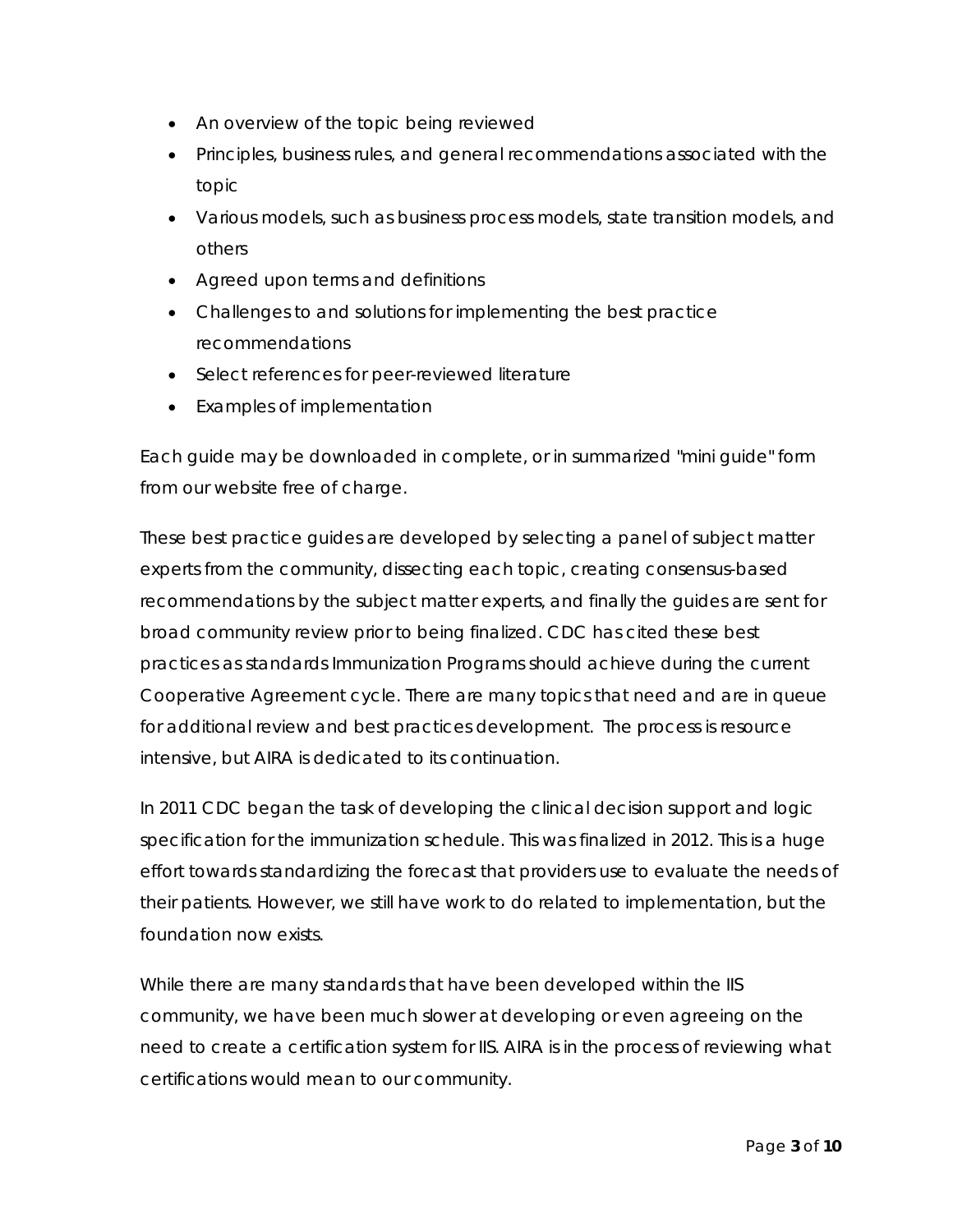- An overview of the topic being reviewed
- Principles, business rules, and general recommendations associated with the topic
- Various models, such as business process models, state transition models, and others
- Agreed upon terms and definitions
- Challenges to and solutions for implementing the best practice recommendations
- Select references for peer-reviewed literature
- Examples of implementation

Each guide may be downloaded in complete, or in summarized "mini guide" form from our website free of charge.

These best practice guides are developed by selecting a panel of subject matter experts from the community, dissecting each topic, creating consensus-based recommendations by the subject matter experts, and finally the guides are sent for broad community review prior to being finalized. CDC has cited these best practices as standards Immunization Programs should achieve during the current Cooperative Agreement cycle. There are many topics that need and are in queue for additional review and best practices development. The process is resource intensive, but AIRA is dedicated to its continuation.

In 2011 CDC began the task of developing the clinical decision support and logic specification for the immunization schedule. This was finalized in 2012. This is a huge effort towards standardizing the forecast that providers use to evaluate the needs of their patients. However, we still have work to do related to implementation, but the foundation now exists.

While there are many standards that have been developed within the IIS community, we have been much slower at developing or even agreeing on the need to create a certification system for IIS. AIRA is in the process of reviewing what certifications would mean to our community.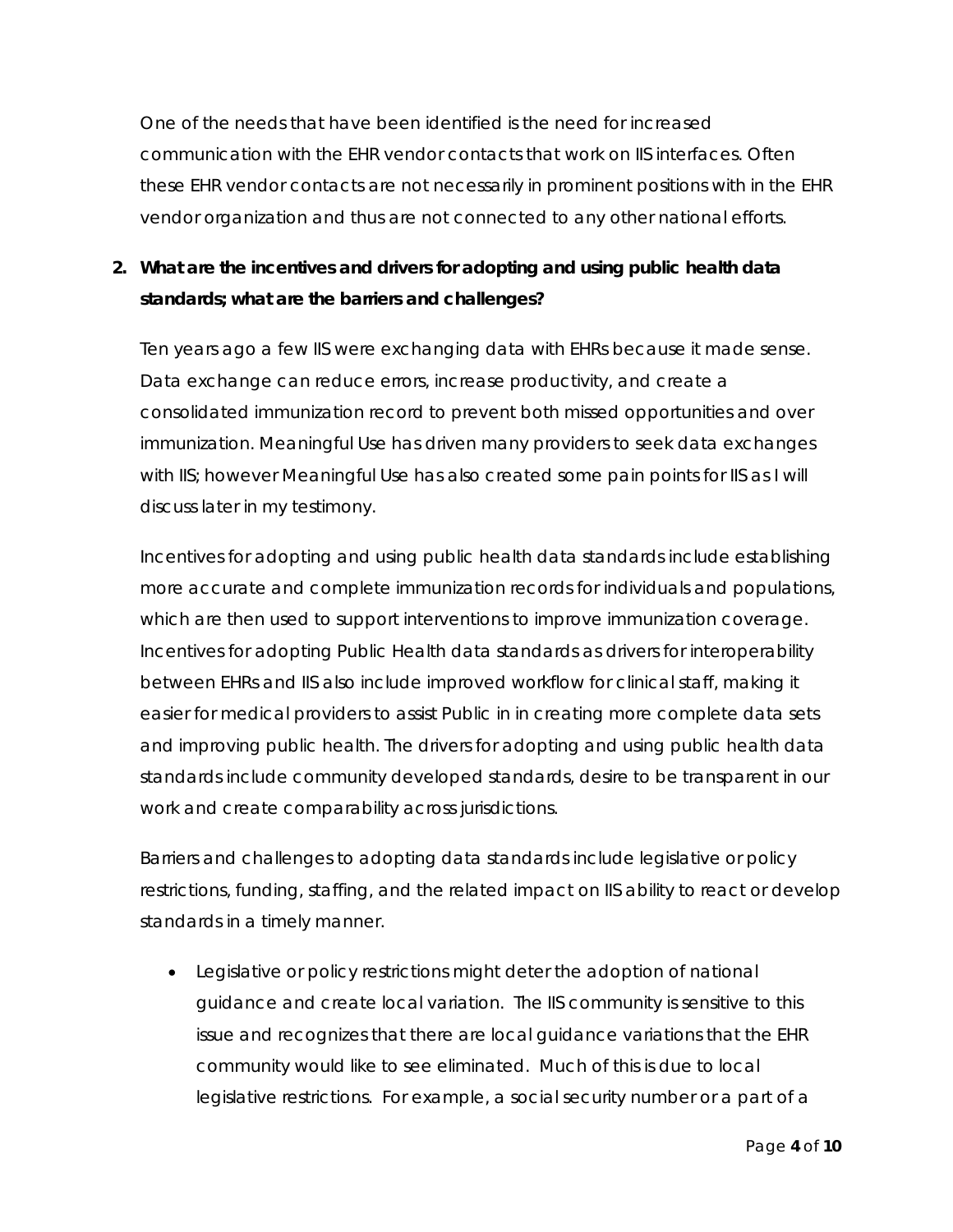One of the needs that have been identified is the need for increased communication with the EHR vendor contacts that work on IIS interfaces. Often these EHR vendor contacts are not necessarily in prominent positions with in the EHR vendor organization and thus are not connected to any other national efforts.

**2. What are the incentives and drivers for adopting and using public health data standards; what are the barriers and challenges?**

Ten years ago a few IIS were exchanging data with EHRs because it made sense. Data exchange can reduce errors, increase productivity, and create a consolidated immunization record to prevent both missed opportunities and over immunization. Meaningful Use has driven many providers to seek data exchanges with IIS; however Meaningful Use has also created some pain points for IIS as I will discuss later in my testimony.

Incentives for adopting and using public health data standards include establishing more accurate and complete immunization records for individuals and populations, which are then used to support interventions to improve immunization coverage. Incentives for adopting Public Health data standards as drivers for interoperability between EHRs and IIS also include improved workflow for clinical staff, making it easier for medical providers to assist Public in in creating more complete data sets and improving public health. The drivers for adopting and using public health data standards include community developed standards, desire to be transparent in our work and create comparability across jurisdictions.

Barriers and challenges to adopting data standards include legislative or policy restrictions, funding, staffing, and the related impact on IIS ability to react or develop standards in a timely manner.

- Legislative or policy restrictions might deter the adoption of national guidance and create local variation. The IIS community is sensitive to this issue and recognizes that there are local guidance variations that the EHR community would like to see eliminated. Much of this is due to local legislative restrictions. For example, a social security number or a part of a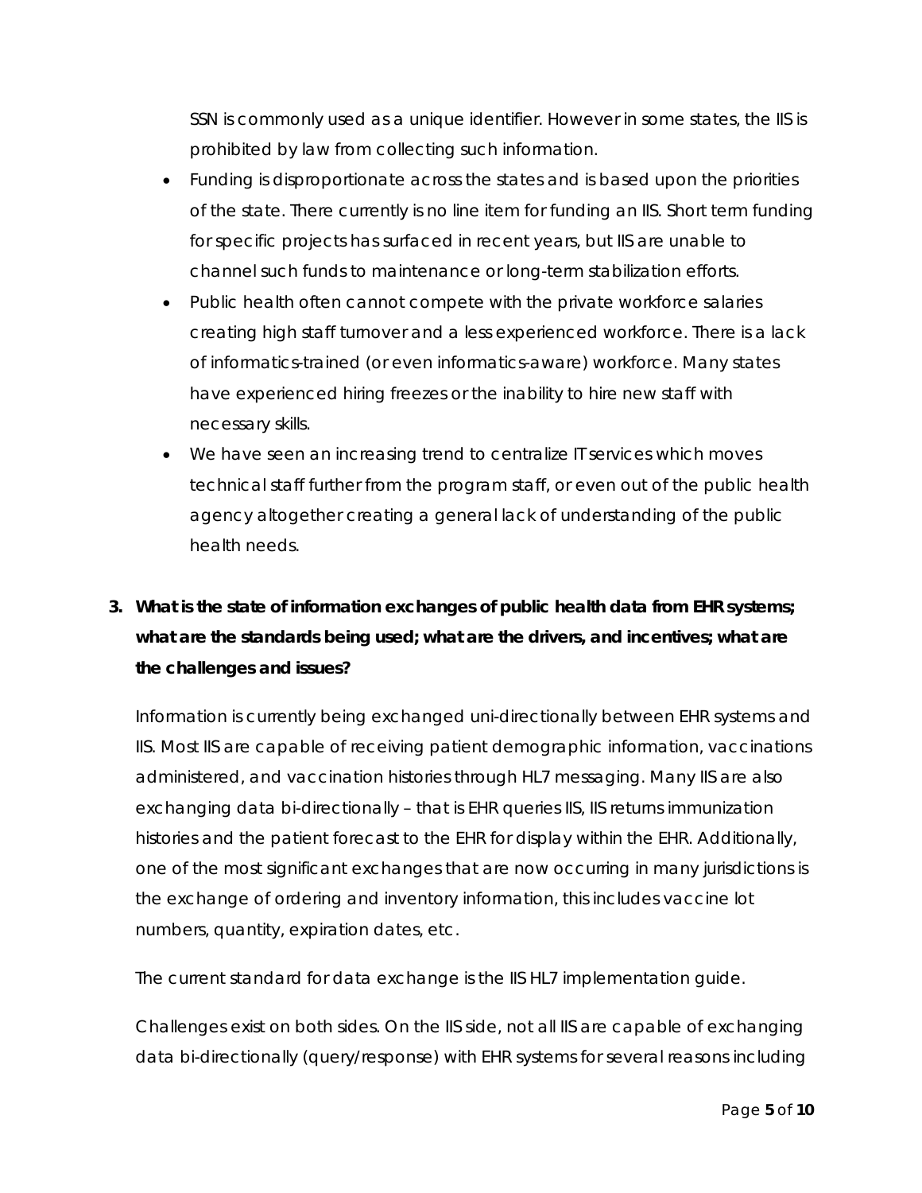SSN is commonly used as a unique identifier. However in some states, the IIS is prohibited by law from collecting such information.

- Funding is disproportionate across the states and is based upon the priorities of the state. There currently is no line item for funding an IIS. Short term funding for specific projects has surfaced in recent years, but IIS are unable to channel such funds to maintenance or long-term stabilization efforts.
- Public health often cannot compete with the private workforce salaries creating high staff turnover and a less experienced workforce. There is a lack of informatics-trained (or even informatics-aware) workforce. Many states have experienced hiring freezes or the inability to hire new staff with necessary skills.
- We have seen an increasing trend to centralize IT services which moves technical staff further from the program staff, or even out of the public health agency altogether creating a general lack of understanding of the public health needs.

**3. What is the state of information exchanges of public health data from EHR systems; what are the standards being used; what are the drivers, and incentives; what are the challenges and issues?**

Information is currently being exchanged uni-directionally between EHR systems and IIS. Most IIS are capable of receiving patient demographic information, vaccinations administered, and vaccination histories through HL7 messaging. Many IIS are also exchanging data bi-directionally – that is EHR queries IIS, IIS returns immunization histories and the patient forecast to the EHR for display within the EHR. Additionally, one of the most significant exchanges that are now occurring in many jurisdictions is the exchange of ordering and inventory information, this includes vaccine lot numbers, quantity, expiration dates, etc.

The current standard for data exchange is the IIS HL7 implementation guide.

Challenges exist on both sides. On the IIS side, not all IIS are capable of exchanging data bi-directionally (query/response) with EHR systems for several reasons including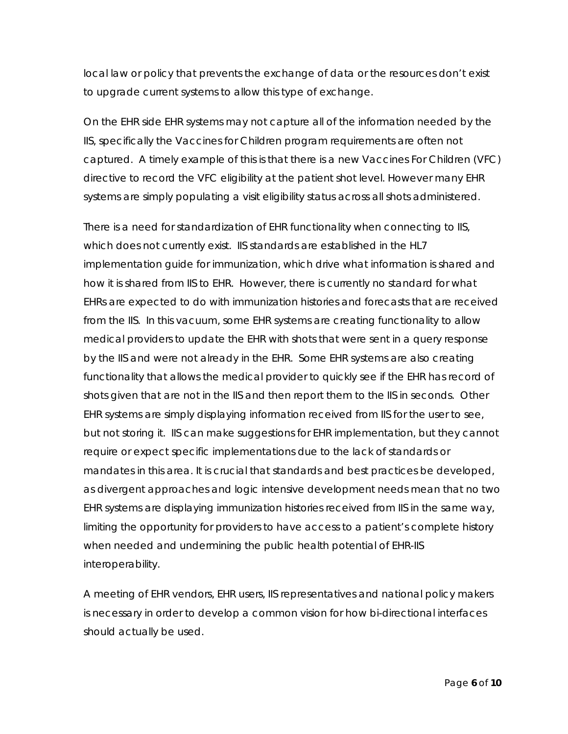local law or policy that prevents the exchange of data or the resources don't exist to upgrade current systems to allow this type of exchange.

On the EHR side EHR systems may not capture all of the information needed by the IIS, specifically the Vaccines for Children program requirements are often not captured. A timely example of this is that there is a new Vaccines For Children (VFC) directive to record the VFC eligibility at the patient shot level. However many EHR systems are simply populating a visit eligibility status across all shots administered.

There is a need for standardization of EHR functionality when connecting to IIS, which does not currently exist. IIS standards are established in the HL7 implementation guide for immunization, which drive what information is shared and how it is shared from IIS to EHR. However, there is currently no standard for what EHRs are expected to do with immunization histories and forecasts that are received from the IIS. In this vacuum, some EHR systems are creating functionality to allow medical providers to update the EHR with shots that were sent in a query response by the IIS and were not already in the EHR. Some EHR systems are also creating functionality that allows the medical provider to quickly see if the EHR has record of shots given that are not in the IIS and then report them to the IIS in seconds. Other EHR systems are simply displaying information received from IIS for the user to see, but not storing it. IIS can make suggestions for EHR implementation, but they cannot require or expect specific implementations due to the lack of standards or mandates in this area. It is crucial that standards and best practices be developed, as divergent approaches and logic intensive development needs mean that no two EHR systems are displaying immunization histories received from IIS in the same way, limiting the opportunity for providers to have access to a patient's complete history when needed and undermining the public health potential of EHR-IIS interoperability.

A meeting of EHR vendors, EHR users, IIS representatives and national policy makers is necessary in order to develop a common vision for how bi-directional interfaces should actually be used.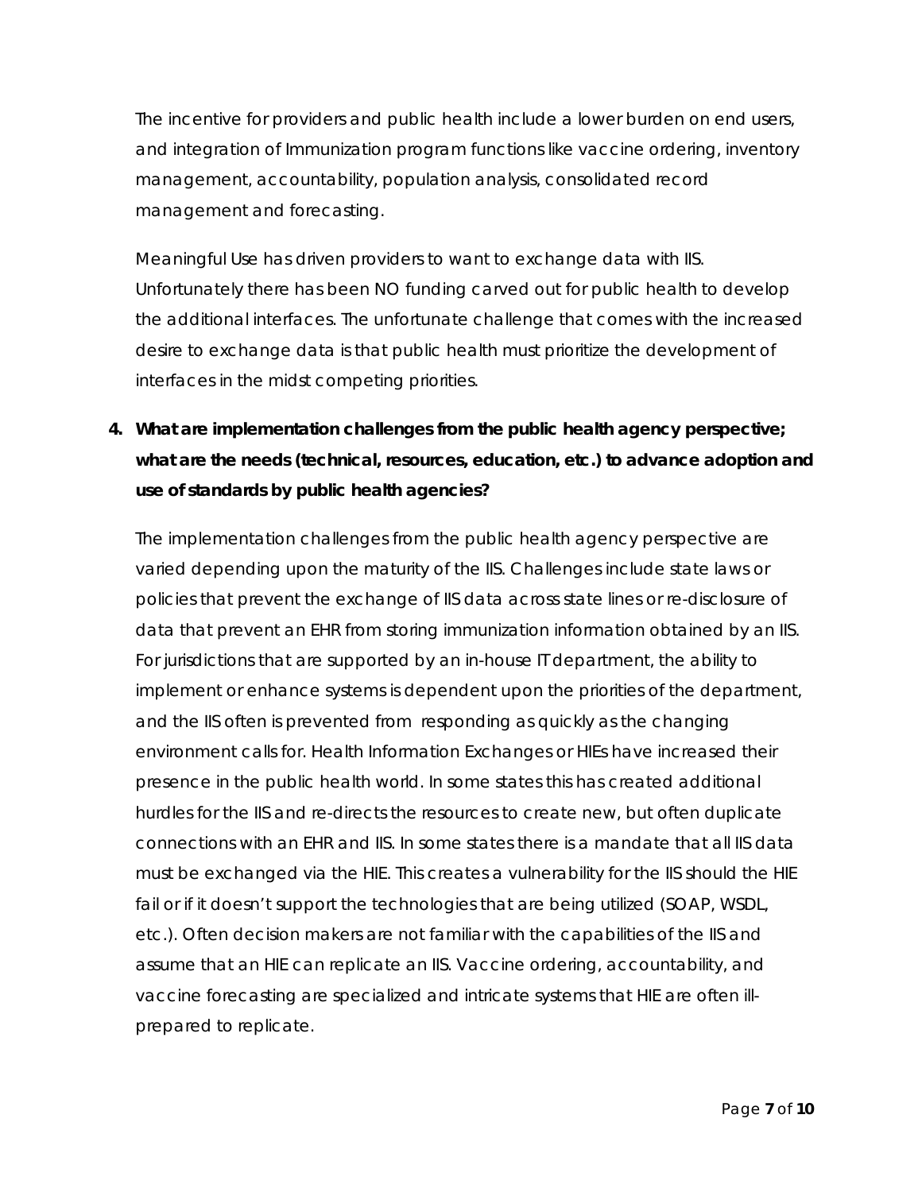The incentive for providers and public health include a lower burden on end users, and integration of Immunization program functions like vaccine ordering, inventory management, accountability, population analysis, consolidated record management and forecasting.

Meaningful Use has driven providers to want to exchange data with IIS. Unfortunately there has been NO funding carved out for public health to develop the additional interfaces. The unfortunate challenge that comes with the increased desire to exchange data is that public health must prioritize the development of interfaces in the midst competing priorities.

4. **What are implementation challenges from the public health agency perspective; what are the needs (technical, resources, education, etc.) to advance adoption and use of standards by public health agencies?**

The implementation challenges from the public health agency perspective are varied depending upon the maturity of the IIS. Challenges include state laws or policies that prevent the exchange of IIS data across state lines or re-disclosure of data that prevent an EHR from storing immunization information obtained by an IIS. For jurisdictions that are supported by an in-house IT department, the ability to implement or enhance systems is dependent upon the priorities of the department, and the IIS often is prevented from responding as quickly as the changing environment calls for. Health Information Exchanges or HIEs have increased their presence in the public health world. In some states this has created additional hurdles for the IIS and re-directs the resources to create new, but often duplicate connections with an EHR and IIS. In some states there is a mandate that all IIS data must be exchanged via the HIE. This creates a vulnerability for the IIS should the HIE fail or if it doesn't support the technologies that are being utilized (SOAP, WSDL, etc.). Often decision makers are not familiar with the capabilities of the IIS and assume that an HIE can replicate an IIS. Vaccine ordering, accountability, and vaccine forecasting are specialized and intricate systems that HIE are often ill-prepared to replicate.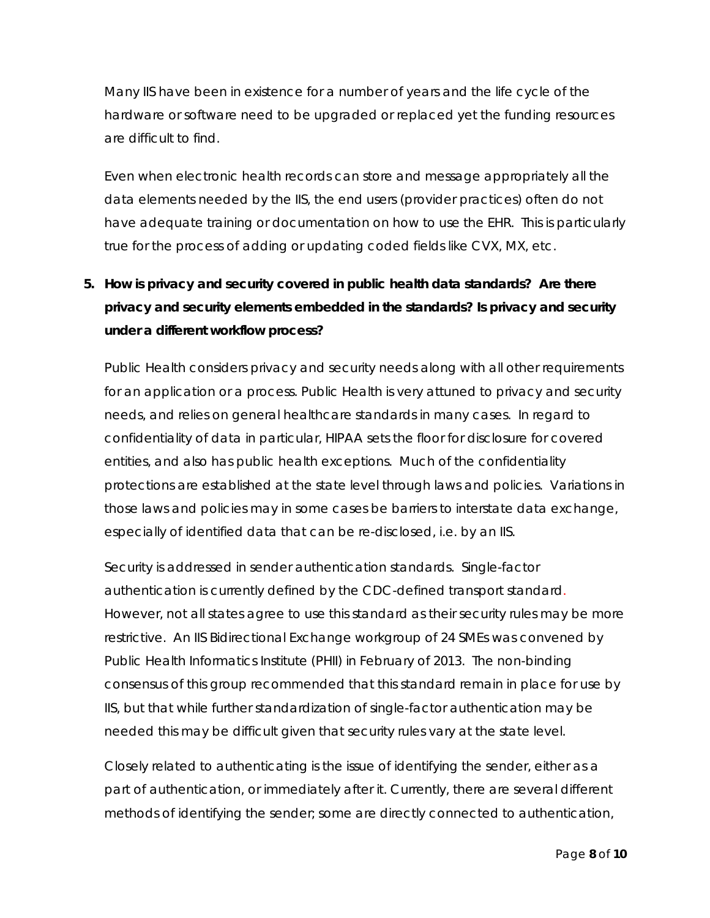Many IIS have been in existence for a number of years and the life cycle of the hardware or software need to be upgraded or replaced yet the funding resources are difficult to find.

Even when electronic health records can store and message appropriately all the data elements needed by the IIS, the end users (provider practices) often do not have adequate training or documentation on how to use the EHR. This is particularly true for the process of adding or updating coded fields like CVX, MX, etc.

5. **How is privacy and security covered in public health data standards? Are there privacy and security elements embedded in the standards? Is privacy and security under a different workflow process?**

Public Health considers privacy and security needs along with all other requirements for an application or a process. Public Health is very attuned to privacy and security needs, and relies on general healthcare standards in many cases. In regard to confidentiality of data in particular, HIPAA sets the floor for disclosure for covered entities, and also has public health exceptions. Much of the confidentiality protections are established at the state level through laws and policies. Variations in those laws and policies may in some cases be barriers to interstate data exchange, especially of identified data that can be re-disclosed, i.e. by an IIS.

Security is addressed in sender authentication standards. Single-factor authentication is currently defined by the CDC-defined transport standard. However, not all states agree to use this standard as their security rules may be more restrictive. An IIS Bidirectional Exchange workgroup of 24 SMEs was convened by Public Health Informatics Institute (PHII) in February of 2013. The non-binding consensus of this group recommended that this standard remain in place for use by IIS, but that while further standardization of single-factor authentication may be needed this may be difficult given that security rules vary at the state level.

Closely related to authenticating is the issue of identifying the sender, either as a part of authentication, or immediately after it. Currently, there are several different methods of identifying the sender; some are directly connected to authentication,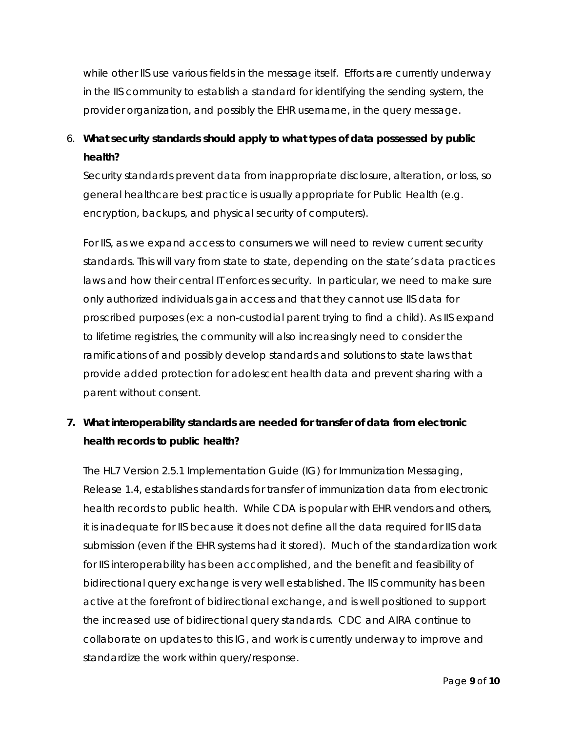while other IIS use various fields in the message itself. Efforts are currently underway in the IIS community to establish a standard for identifying the sending system, the provider organization, and possibly the EHR username, in the query message.

6. **What security standards should apply to what types of data possessed by public health?**

   Security standards prevent data from inappropriate disclosure, alteration, or loss, so general healthcare best practice is usually appropriate for Public Health (e.g. encryption, backups, and physical security of computers).

   For IIS, as we expand access to consumers we will need to review current security standards. This will vary from state to state, depending on the state's data practices laws and how their central IT enforces security. In particular, we need to make sure only authorized individuals gain access and that they cannot use IIS data for proscribed purposes (ex: a non-custodial parent trying to find a child). As IIS expand to lifetime registries, the community will also increasingly need to consider the ramifications of and possibly develop standards and solutions to state laws that provide added protection for adolescent health data and prevent sharing with a parent without consent.

7. **What interoperability standards are needed for transfer of data from electronic health records to public health?**

   The HL7 Version 2.5.1 Implementation Guide (IG) for Immunization Messaging, Release 1.4, establishes standards for transfer of immunization data from electronic health records to public health. While CDA is popular with EHR vendors and others, it is inadequate for IIS because it does not define all the data required for IIS data submission (even if the EHR systems had it stored). Much of the standardization work for IIS interoperability has been accomplished, and the benefit and feasibility of bidirectional query exchange is very well established. The IIS community has been active at the forefront of bidirectional exchange, and is well positioned to support the increased use of bidirectional query standards. CDC and AIRA continue to collaborate on updates to this IG, and work is currently underway to improve and standardize the work within query/response.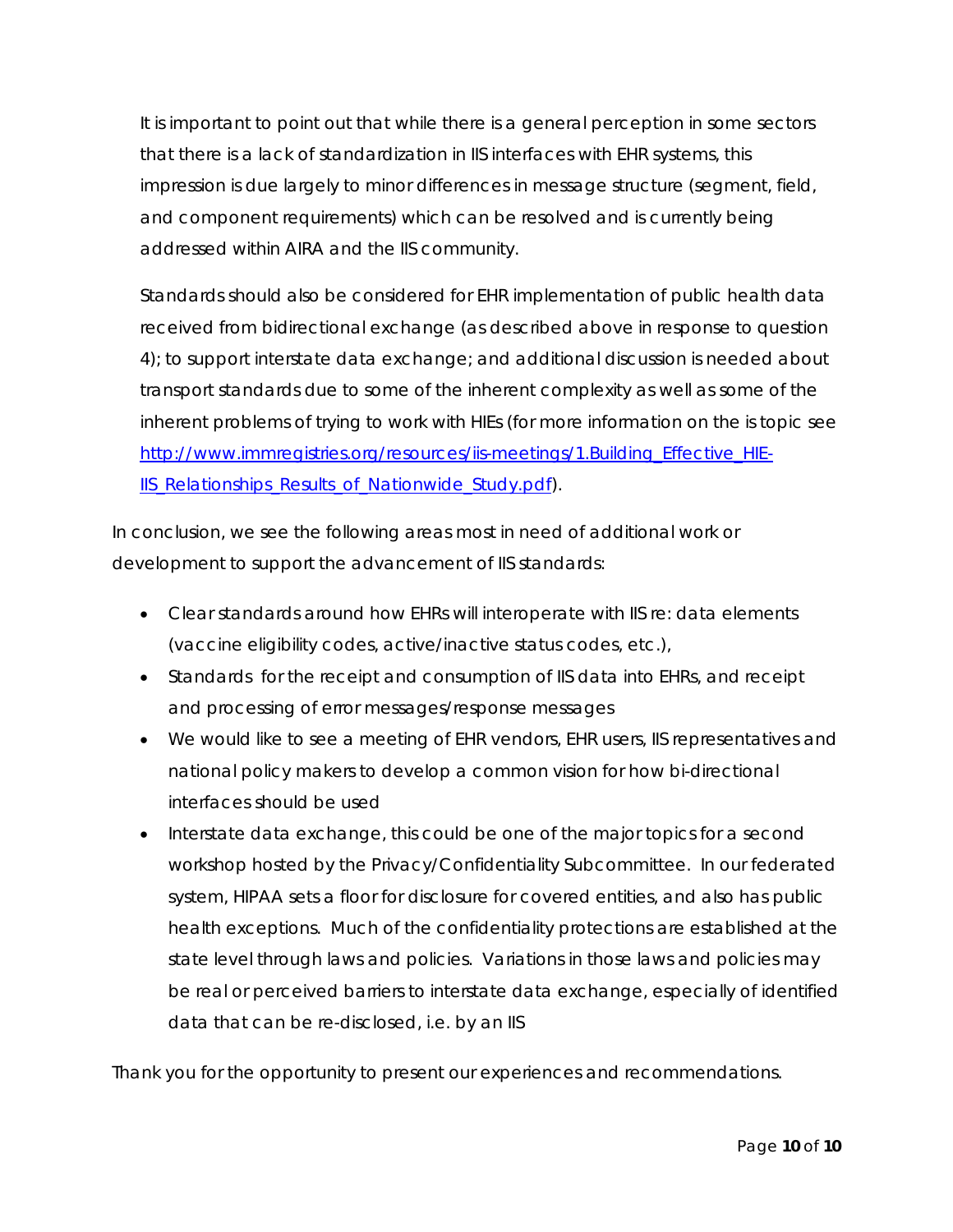It is important to point out that while there is a general perception in some sectors that there is a lack of standardization in IIS interfaces with EHR systems, this impression is due largely to minor differences in message structure (segment, field, and component requirements) which can be resolved and is currently being addressed within AIRA and the IIS community.

Standards should also be considered for EHR implementation of public health data received from bidirectional exchange (as described above in response to question 4); to support interstate data exchange; and additional discussion is needed about transport standards due to some of the inherent complexity as well as some of the inherent problems of trying to work with HIEs (for more information on the is topic see [http://www.immregistries.org/resources/iis-meetings/1.Building_Effective_HIE-IIS_Relationships_Results_of_Nationwide_Study.pdf](http://www.immregistries.org/resources/iis-meetings/1.Building_Effective_HIE-IIS_Relationships_Results_of_Nationwide_Study.pdf)).

In conclusion, we see the following areas most in need of additional work or development to support the advancement of IIS standards:

- Clear standards around how EHRs will interoperate with IIS re: data elements (vaccine eligibility codes, active/inactive status codes, etc.),
- Standards for the receipt and consumption of IIS data into EHRs, and receipt and processing of error messages/response messages
- We would like to see a meeting of EHR vendors, EHR users, IIS representatives and national policy makers to develop a common vision for how bi-directional interfaces should be used
- Interstate data exchange, this could be one of the major topics for a second workshop hosted by the Privacy/Confidentiality Subcommittee. In our federated system, HIPAA sets a floor for disclosure for covered entities, and also has public health exceptions. Much of the confidentiality protections are established at the state level through laws and policies. Variations in those laws and policies may be real or perceived barriers to interstate data exchange, especially of identified data that can be re-disclosed, i.e. by an IIS

Thank you for the opportunity to present our experiences and recommendations.